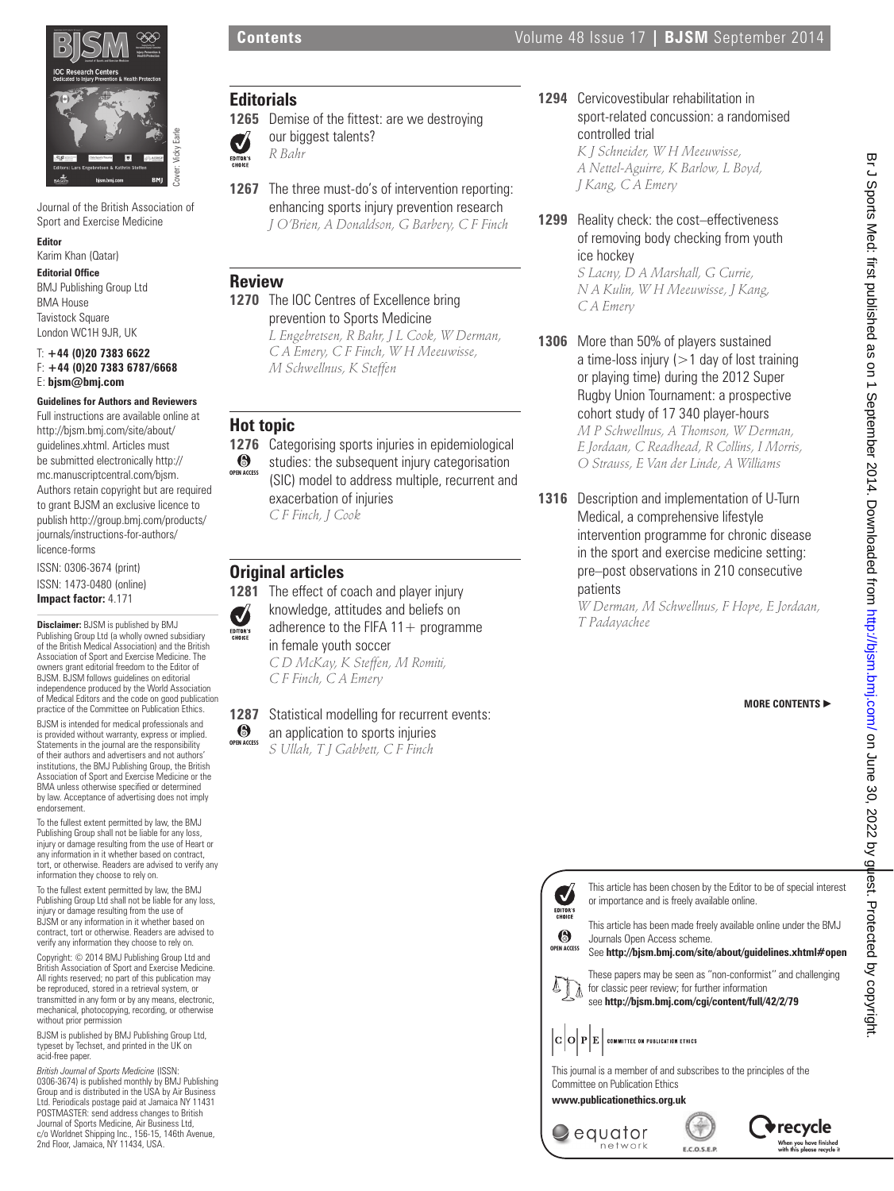## Contents

Journal of the British Association of Sport and Exercise Medicine

**Editor**
Karim Khan (Qatar)

**Editorial Office**
BMJ Publishing Group Ltd
BMA House
Tavistock Square
London WC1H 9JR, UK

T: **+44 (0)20 7383 6622**
F: **+44 (0)20 7383 6787/6668**
E: **bjsm@bmj.com**

**Guidelines for Authors and Reviewers**
Full instructions are available online at http://bjsm.bmj.com/site/about/guidelines.xhtml. Articles must be submitted electronically http://mc.manuscriptcentral.com/bjsm. Authors retain copyright but are required to grant BJSM an exclusive licence to publish http://group.bmj.com/products/journals/instructions-for-authors/licence-forms

ISSN: 0306-3674 (print)
ISSN: 1473-0480 (online)
**Impact factor:** 4.171

**Disclaimer:** BJSM is published by BMJ Publishing Group Ltd (a wholly owned subsidiary of the British Medical Association) and the British Association of Sport and Exercise Medicine. The owners grant editorial freedom to the Editor of BJSM. BJSM follows guidelines on editorial independence produced by the World Association of Medical Editors and the code on good publication practice of the Committee on Publication Ethics.

BJSM is intended for medical professionals and is provided without warranty, express or implied. Statements in the journal are the responsibility of their authors and advertisers and not authors' institutions, the BMJ Publishing Group, the British Association of Sport and Exercise Medicine or the BMA unless otherwise specified or determined by law. Acceptance of advertising does not imply endorsement.

To the fullest extent permitted by law, the BMJ Publishing Group shall not be liable for any loss, injury or damage resulting from the use of Heart or any information in it whether based on contract, tort, or otherwise. Readers are advised to verify any information they choose to rely on.

To the fullest extent permitted by law, the BMJ Publishing Group Ltd shall not be liable for any loss, injury or damage resulting from the use of BJSM or any information in it whether based on contract, tort or otherwise. Readers are advised to verify any information they choose to rely on.

Copyright: © 2014 BMJ Publishing Group Ltd and British Association of Sport and Exercise Medicine. All rights reserved; no part of this publication may be reproduced, stored in a retrieval system, or transmitted in any form or by any means, electronic, mechanical, photocopying, recording, or otherwise without prior permission

BJSM is published by BMJ Publishing Group Ltd, typeset by Techset, and printed in the UK on acid-free paper.

*British Journal of Sports Medicine* (ISSN: 0306-3674) is published monthly by BMJ Publishing Group and is distributed in the USA by Air Business Ltd. Periodicals postage paid at Jamaica NY 11431 POSTMASTER: send address changes to British Journal of Sports Medicine, Air Business Ltd, c/o Worldnet Shipping Inc., 156-15, 146th Avenue, 2nd Floor, Jamaica, NY 11434, USA.

### Editorials

**1265** Demise of the fittest: are we destroying our biggest talents? (EDITOR'S CHOICE)
*R Bahr*

**1267** The three must-do's of intervention reporting: enhancing sports injury prevention research
*J O'Brien, A Donaldson, G Barbery, C F Finch*

### Review

**1270** The IOC Centres of Excellence bring prevention to Sports Medicine
*L Engebretsen, R Bahr, J L Cook, W Derman, C A Emery, C F Finch, W H Meeuwisse, M Schwellnus, K Steffen*

### Hot topic

**1276** Categorising sports injuries in epidemiological studies: the subsequent injury categorisation (SIC) model to address multiple, recurrent and exacerbation of injuries (OPEN ACCESS)
*C F Finch, J Cook*

### Original articles

**1281** The effect of coach and player injury knowledge, attitudes and beliefs on adherence to the FIFA 11+ programme in female youth soccer (EDITOR'S CHOICE)
*C D McKay, K Steffen, M Romiti, C F Finch, C A Emery*

**1287** Statistical modelling for recurrent events: an application to sports injuries (OPEN ACCESS)
*S Ullah, T J Gabbett, C F Finch*

**1294** Cervicovestibular rehabilitation in sport-related concussion: a randomised controlled trial
*K J Schneider, W H Meeuwisse, A Nettel-Aguirre, K Barlow, L Boyd, J Kang, C A Emery*

**1299** Reality check: the cost–effectiveness of removing body checking from youth ice hockey
*S Lacny, D A Marshall, G Currie, N A Kulin, W H Meeuwisse, J Kang, C A Emery*

**1306** More than 50% of players sustained a time-loss injury (>1 day of lost training or playing time) during the 2012 Super Rugby Union Tournament: a prospective cohort study of 17 340 player-hours
*M P Schwellnus, A Thomson, W Derman, E Jordaan, C Readhead, R Collins, I Morris, O Strauss, E Van der Linde, A Williams*

**1316** Description and implementation of U-Turn Medical, a comprehensive lifestyle intervention programme for chronic disease in the sport and exercise medicine setting: pre–post observations in 210 consecutive patients
*W Derman, M Schwellnus, F Hope, E Jordaan, T Padayachee*

**MORE CONTENTS ►**

EDITOR'S CHOICE: This article has been chosen by the Editor to be of special interest or importance and is freely available online.

OPEN ACCESS: This article has been made freely available online under the BMJ Journals Open Access scheme.
See **http://bjsm.bmj.com/site/about/guidelines.xhtml#open**

These papers may be seen as "non-conformist" and challenging for classic peer review; for further information see **http://bjsm.bmj.com/cgi/content/full/42/2/79**

COPE — COMMITTEE ON PUBLICATION ETHICS

This journal is a member of and subscribes to the principles of the Committee on Publication Ethics
**www.publicationethics.org.uk**

equator network — E.C.O.S.E.P. — recycle: When you have finished with this please recycle it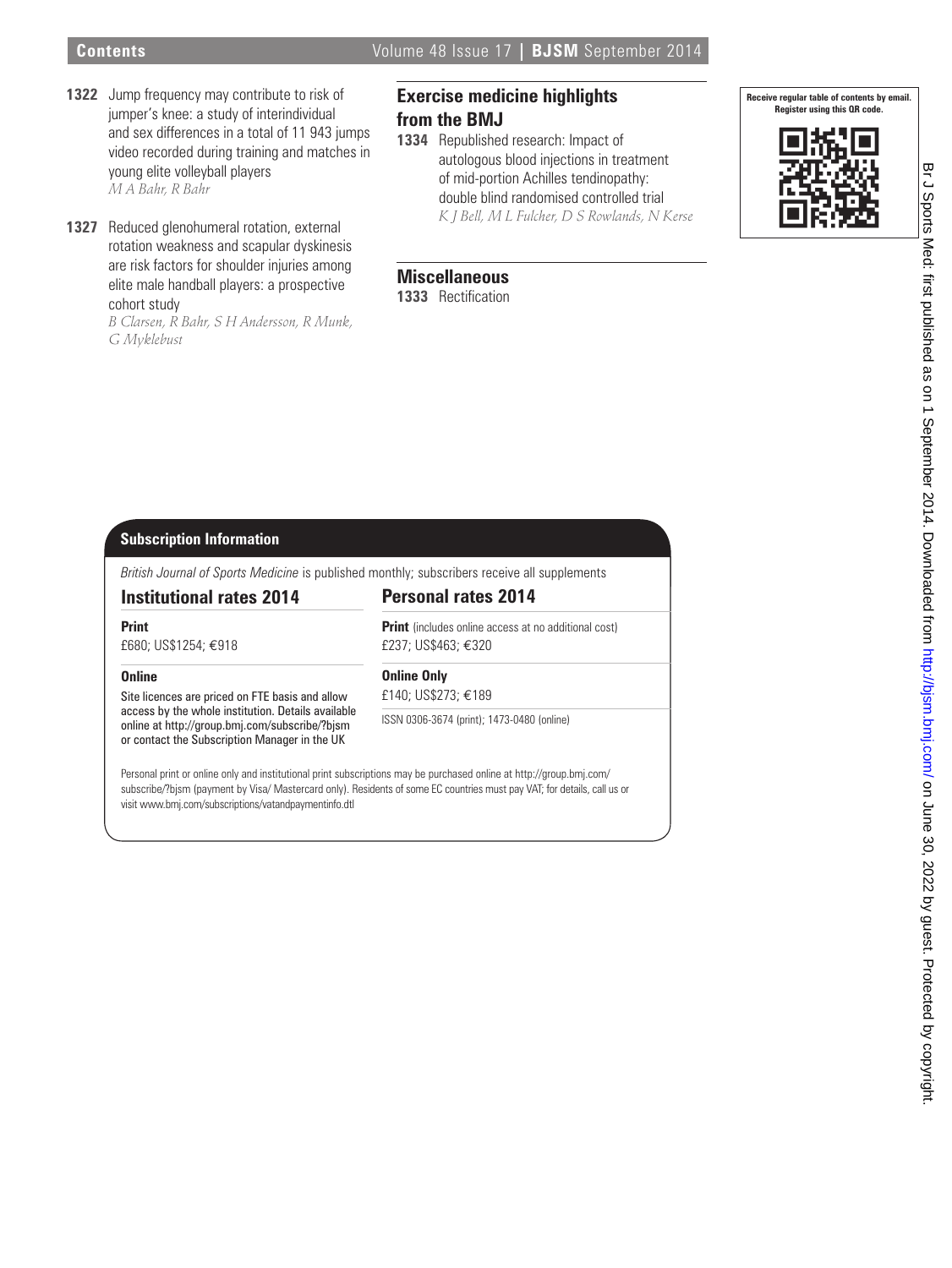**1322** Jump frequency may contribute to risk of jumper's knee: a study of interindividual and sex differences in a total of 11 943 jumps video recorded during training and matches in young elite volleyball players
*M A Bahr, R Bahr*

**1327** Reduced glenohumeral rotation, external rotation weakness and scapular dyskinesis are risk factors for shoulder injuries among elite male handball players: a prospective cohort study
*B Clarsen, R Bahr, S H Andersson, R Munk, G Myklebust*

## Exercise medicine highlights from the BMJ

**1334** Republished research: Impact of autologous blood injections in treatment of mid-portion Achilles tendinopathy: double blind randomised controlled trial
*K J Bell, M L Fulcher, D S Rowlands, N Kerse*

## Miscellaneous

**1333** Rectification

**Receive regular table of contents by email. Register using this QR code.**

## Subscription Information

*British Journal of Sports Medicine* is published monthly; subscribers receive all supplements

### Institutional rates 2014

**Print**
£680; US$1254; €918

**Online**
Site licences are priced on FTE basis and allow access by the whole institution. Details available online at http://group.bmj.com/subscribe/?bjsm or contact the Subscription Manager in the UK

### Personal rates 2014

**Print** (includes online access at no additional cost)
£237; US$463; €320

**Online Only**
£140; US$273; €189

ISSN 0306-3674 (print); 1473-0480 (online)

Personal print or online only and institutional print subscriptions may be purchased online at http://group.bmj.com/subscribe/?bjsm (payment by Visa/ Mastercard only). Residents of some EC countries must pay VAT; for details, call us or visit www.bmj.com/subscriptions/vatandpaymentinfo.dtl